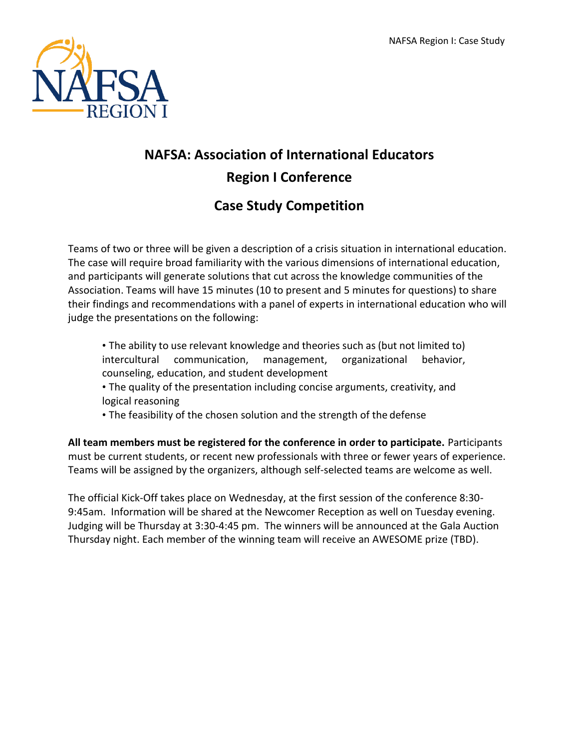# NAFSA: Association of International Educators

## Region I Conference

## Case Study Competition

Teams of two or three will be given a description of a crisis situation in international education. The case will require broad familiarity with the various dimensions of international education, and participants will generate solutions that cut across the knowledge communities of the Association. Teams will have 15 minutes (10 to present and 5 minutes for questions) to share their findings and recommendations with a panel of experts in international education who will judge the presentations on the following:

- The ability to use relevant knowledge and theories such as (but not limited to) intercultural communication, management, organizational behavior, counseling, education, and student development
- The quality of the presentation including concise arguments, creativity, and logical reasoning
- The feasibility of the chosen solution and the strength of the defense

**All team members must be registered for the conference in order to participate.** Participants must be current students, or recent new professionals with three or fewer years of experience. Teams will be assigned by the organizers, although self-selected teams are welcome as well.

The official Kick-Off takes place on Wednesday, at the first session of the conference 8:30-9:45am. Information will be shared at the Newcomer Reception as well on Tuesday evening. Judging will be Thursday at 3:30-4:45 pm. The winners will be announced at the Gala Auction Thursday night. Each member of the winning team will receive an AWESOME prize (TBD).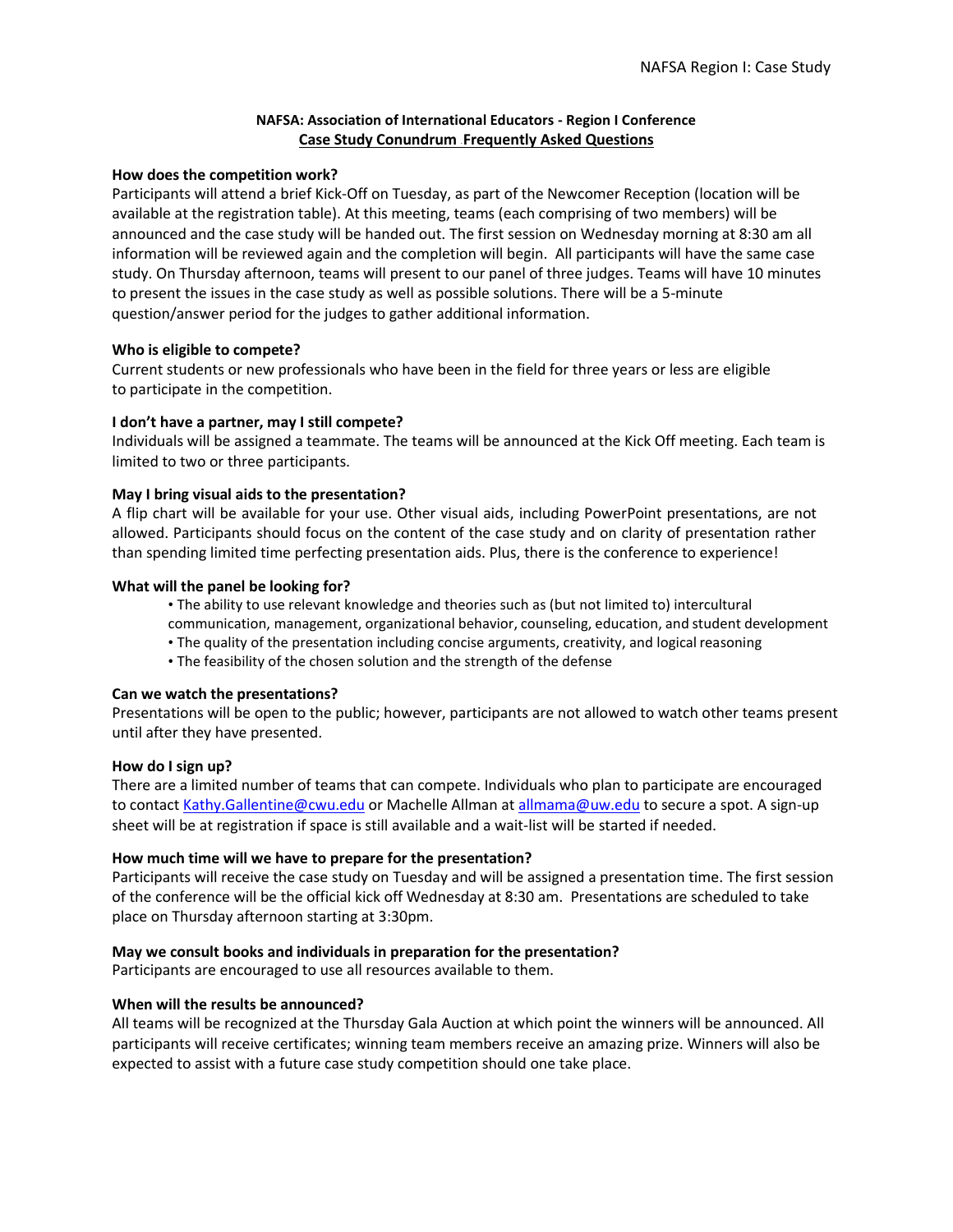**NAFSA: Association of International Educators - Region I Conference**
**Case Study Conundrum Frequently Asked Questions**

**How does the competition work?**

Participants will attend a brief Kick-Off on Tuesday, as part of the Newcomer Reception (location will be available at the registration table). At this meeting, teams (each comprising of two members) will be announced and the case study will be handed out. The first session on Wednesday morning at 8:30 am all information will be reviewed again and the completion will begin. All participants will have the same case study. On Thursday afternoon, teams will present to our panel of three judges. Teams will have 10 minutes to present the issues in the case study as well as possible solutions. There will be a 5-minute question/answer period for the judges to gather additional information.

**Who is eligible to compete?**

Current students or new professionals who have been in the field for three years or less are eligible to participate in the competition.

**I don't have a partner, may I still compete?**

Individuals will be assigned a teammate. The teams will be announced at the Kick Off meeting. Each team is limited to two or three participants.

**May I bring visual aids to the presentation?**

A flip chart will be available for your use. Other visual aids, including PowerPoint presentations, are not allowed. Participants should focus on the content of the case study and on clarity of presentation rather than spending limited time perfecting presentation aids. Plus, there is the conference to experience!

**What will the panel be looking for?**

- The ability to use relevant knowledge and theories such as (but not limited to) intercultural communication, management, organizational behavior, counseling, education, and student development
- The quality of the presentation including concise arguments, creativity, and logical reasoning
- The feasibility of the chosen solution and the strength of the defense

**Can we watch the presentations?**

Presentations will be open to the public; however, participants are not allowed to watch other teams present until after they have presented.

**How do I sign up?**

There are a limited number of teams that can compete. Individuals who plan to participate are encouraged to contact Kathy.Gallentine@cwu.edu or Machelle Allman at allmama@uw.edu to secure a spot. A sign-up sheet will be at registration if space is still available and a wait-list will be started if needed.

**How much time will we have to prepare for the presentation?**

Participants will receive the case study on Tuesday and will be assigned a presentation time. The first session of the conference will be the official kick off Wednesday at 8:30 am. Presentations are scheduled to take place on Thursday afternoon starting at 3:30pm.

**May we consult books and individuals in preparation for the presentation?**

Participants are encouraged to use all resources available to them.

**When will the results be announced?**

All teams will be recognized at the Thursday Gala Auction at which point the winners will be announced. All participants will receive certificates; winning team members receive an amazing prize. Winners will also be expected to assist with a future case study competition should one take place.